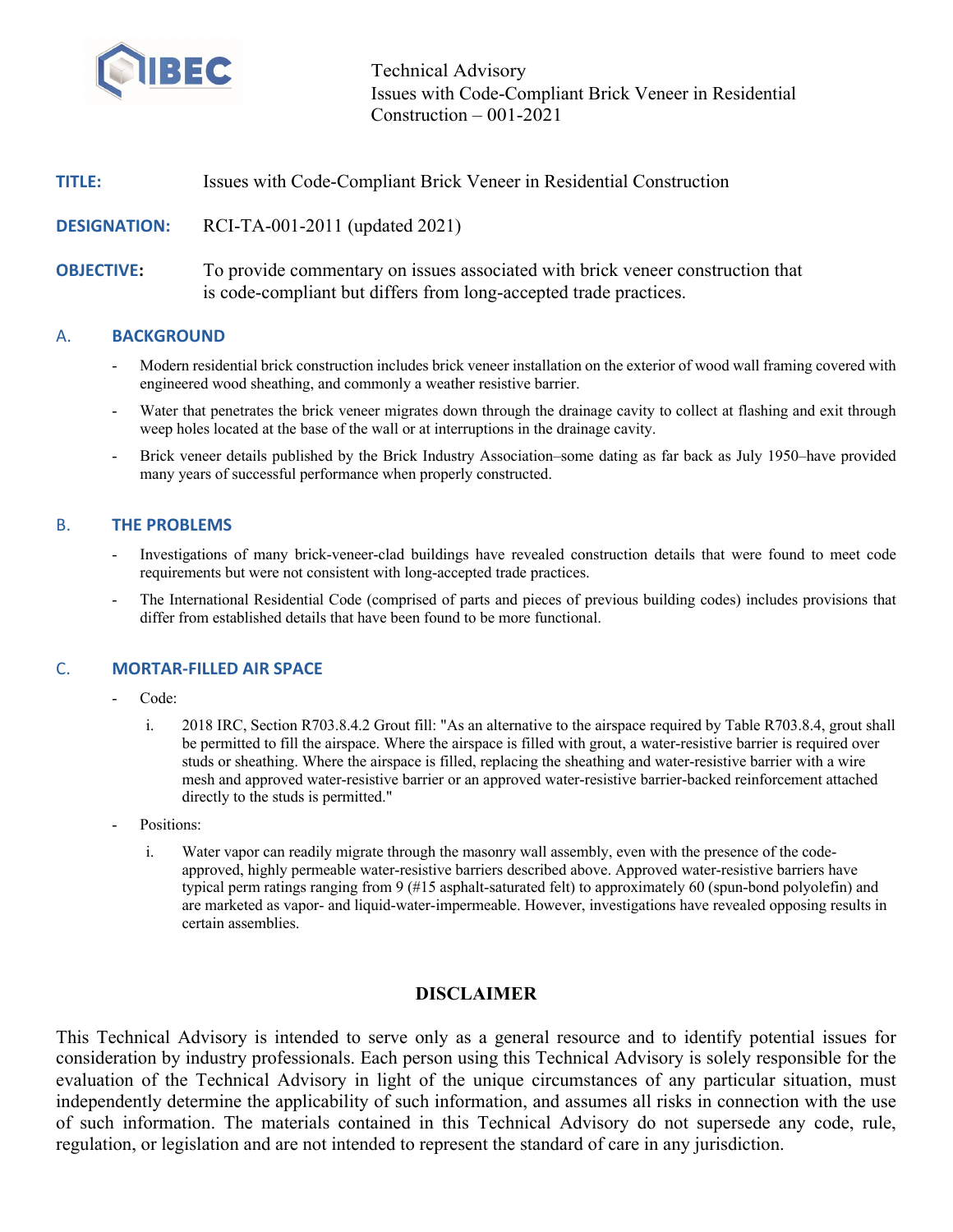Technical Advisory
Issues with Code-Compliant Brick Veneer in Residential Construction – 001-2021

**TITLE:** Issues with Code-Compliant Brick Veneer in Residential Construction

**DESIGNATION:** RCI-TA-001-2011 (updated 2021)

**OBJECTIVE:** To provide commentary on issues associated with brick veneer construction that is code-compliant but differs from long-accepted trade practices.

## A. BACKGROUND

- Modern residential brick construction includes brick veneer installation on the exterior of wood wall framing covered with engineered wood sheathing, and commonly a weather resistive barrier.
- Water that penetrates the brick veneer migrates down through the drainage cavity to collect at flashing and exit through weep holes located at the base of the wall or at interruptions in the drainage cavity.
- Brick veneer details published by the Brick Industry Association–some dating as far back as July 1950–have provided many years of successful performance when properly constructed.

## B. THE PROBLEMS

- Investigations of many brick-veneer-clad buildings have revealed construction details that were found to meet code requirements but were not consistent with long-accepted trade practices.
- The International Residential Code (comprised of parts and pieces of previous building codes) includes provisions that differ from established details that have been found to be more functional.

## C. MORTAR-FILLED AIR SPACE

- Code:
  i. 2018 IRC, Section R703.8.4.2 Grout fill: "As an alternative to the airspace required by Table R703.8.4, grout shall be permitted to fill the airspace. Where the airspace is filled with grout, a water-resistive barrier is required over studs or sheathing. Where the airspace is filled, replacing the sheathing and water-resistive barrier with a wire mesh and approved water-resistive barrier or an approved water-resistive barrier-backed reinforcement attached directly to the studs is permitted."
- Positions:
  i. Water vapor can readily migrate through the masonry wall assembly, even with the presence of the code-approved, highly permeable water-resistive barriers described above. Approved water-resistive barriers have typical perm ratings ranging from 9 (#15 asphalt-saturated felt) to approximately 60 (spun-bond polyolefin) and are marketed as vapor- and liquid-water-impermeable. However, investigations have revealed opposing results in certain assemblies.

### DISCLAIMER

This Technical Advisory is intended to serve only as a general resource and to identify potential issues for consideration by industry professionals. Each person using this Technical Advisory is solely responsible for the evaluation of the Technical Advisory in light of the unique circumstances of any particular situation, must independently determine the applicability of such information, and assumes all risks in connection with the use of such information. The materials contained in this Technical Advisory do not supersede any code, rule, regulation, or legislation and are not intended to represent the standard of care in any jurisdiction.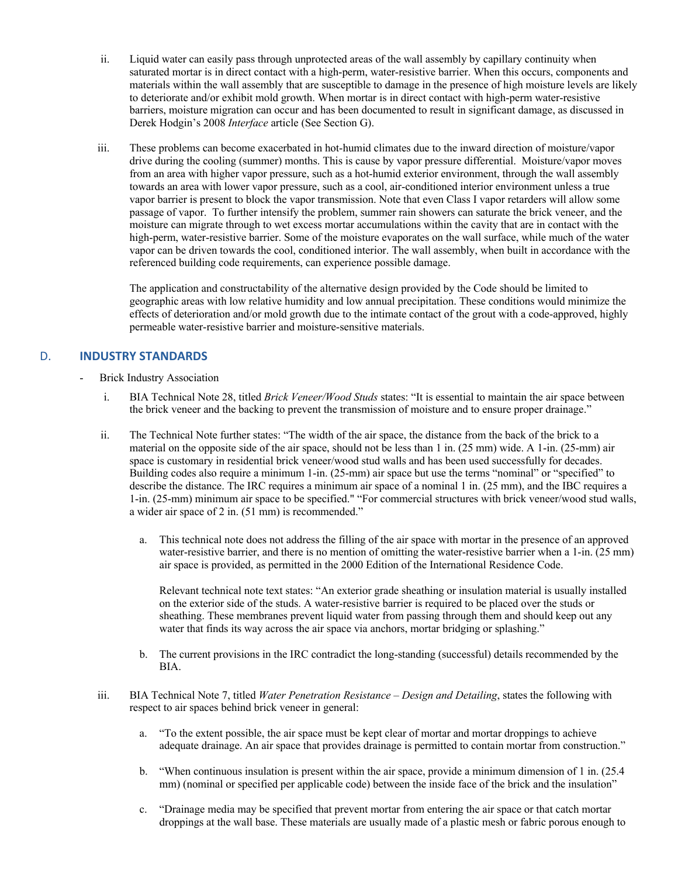ii. Liquid water can easily pass through unprotected areas of the wall assembly by capillary continuity when saturated mortar is in direct contact with a high-perm, water-resistive barrier. When this occurs, components and materials within the wall assembly that are susceptible to damage in the presence of high moisture levels are likely to deteriorate and/or exhibit mold growth. When mortar is in direct contact with high-perm water-resistive barriers, moisture migration can occur and has been documented to result in significant damage, as discussed in Derek Hodgin's 2008 *Interface* article (See Section G).

iii. These problems can become exacerbated in hot-humid climates due to the inward direction of moisture/vapor drive during the cooling (summer) months. This is cause by vapor pressure differential. Moisture/vapor moves from an area with higher vapor pressure, such as a hot-humid exterior environment, through the wall assembly towards an area with lower vapor pressure, such as a cool, air-conditioned interior environment unless a true vapor barrier is present to block the vapor transmission. Note that even Class I vapor retarders will allow some passage of vapor. To further intensify the problem, summer rain showers can saturate the brick veneer, and the moisture can migrate through to wet excess mortar accumulations within the cavity that are in contact with the high-perm, water-resistive barrier. Some of the moisture evaporates on the wall surface, while much of the water vapor can be driven towards the cool, conditioned interior. The wall assembly, when built in accordance with the referenced building code requirements, can experience possible damage.

The application and constructability of the alternative design provided by the Code should be limited to geographic areas with low relative humidity and low annual precipitation. These conditions would minimize the effects of deterioration and/or mold growth due to the intimate contact of the grout with a code-approved, highly permeable water-resistive barrier and moisture-sensitive materials.

## D. INDUSTRY STANDARDS

- Brick Industry Association

i. BIA Technical Note 28, titled *Brick Veneer/Wood Studs* states: "It is essential to maintain the air space between the brick veneer and the backing to prevent the transmission of moisture and to ensure proper drainage."

ii. The Technical Note further states: "The width of the air space, the distance from the back of the brick to a material on the opposite side of the air space, should not be less than 1 in. (25 mm) wide. A 1-in. (25-mm) air space is customary in residential brick veneer/wood stud walls and has been used successfully for decades. Building codes also require a minimum 1-in. (25-mm) air space but use the terms "nominal" or "specified" to describe the distance. The IRC requires a minimum air space of a nominal 1 in. (25 mm), and the IBC requires a 1-in. (25-mm) minimum air space to be specified." "For commercial structures with brick veneer/wood stud walls, a wider air space of 2 in. (51 mm) is recommended."

a. This technical note does not address the filling of the air space with mortar in the presence of an approved water-resistive barrier, and there is no mention of omitting the water-resistive barrier when a 1-in. (25 mm) air space is provided, as permitted in the 2000 Edition of the International Residence Code.

Relevant technical note text states: "An exterior grade sheathing or insulation material is usually installed on the exterior side of the studs. A water-resistive barrier is required to be placed over the studs or sheathing. These membranes prevent liquid water from passing through them and should keep out any water that finds its way across the air space via anchors, mortar bridging or splashing."

b. The current provisions in the IRC contradict the long-standing (successful) details recommended by the BIA.

iii. BIA Technical Note 7, titled *Water Penetration Resistance – Design and Detailing*, states the following with respect to air spaces behind brick veneer in general:

a. "To the extent possible, the air space must be kept clear of mortar and mortar droppings to achieve adequate drainage. An air space that provides drainage is permitted to contain mortar from construction."

b. "When continuous insulation is present within the air space, provide a minimum dimension of 1 in. (25.4 mm) (nominal or specified per applicable code) between the inside face of the brick and the insulation"

c. "Drainage media may be specified that prevent mortar from entering the air space or that catch mortar droppings at the wall base. These materials are usually made of a plastic mesh or fabric porous enough to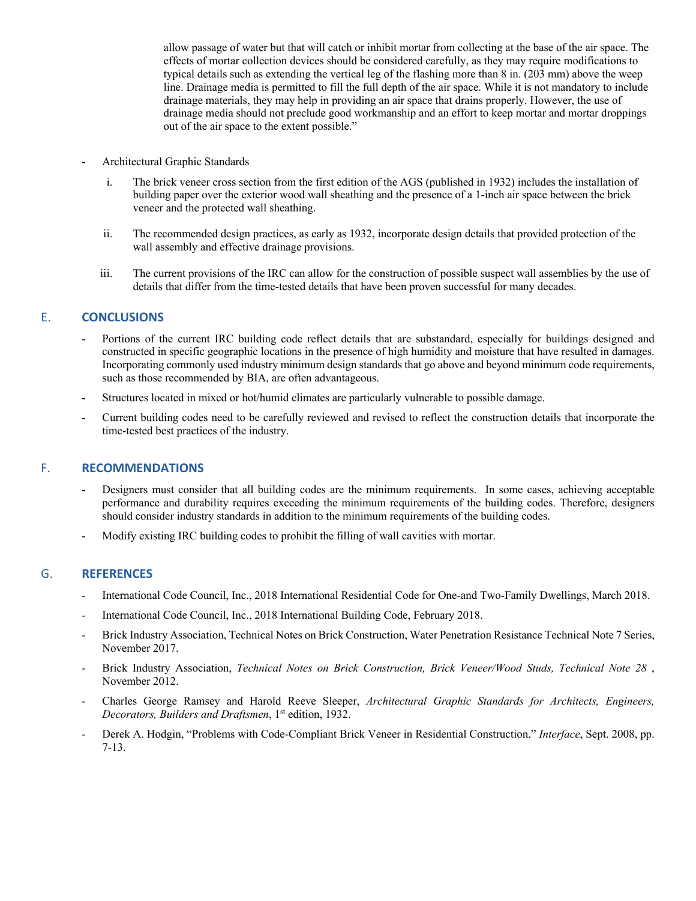allow passage of water but that will catch or inhibit mortar from collecting at the base of the air space. The effects of mortar collection devices should be considered carefully, as they may require modifications to typical details such as extending the vertical leg of the flashing more than 8 in. (203 mm) above the weep line. Drainage media is permitted to fill the full depth of the air space. While it is not mandatory to include drainage materials, they may help in providing an air space that drains properly. However, the use of drainage media should not preclude good workmanship and an effort to keep mortar and mortar droppings out of the air space to the extent possible."

- Architectural Graphic Standards

  i. The brick veneer cross section from the first edition of the AGS (published in 1932) includes the installation of building paper over the exterior wood wall sheathing and the presence of a 1-inch air space between the brick veneer and the protected wall sheathing.

  ii. The recommended design practices, as early as 1932, incorporate design details that provided protection of the wall assembly and effective drainage provisions.

  iii. The current provisions of the IRC can allow for the construction of possible suspect wall assemblies by the use of details that differ from the time-tested details that have been proven successful for many decades.

## E. CONCLUSIONS

- Portions of the current IRC building code reflect details that are substandard, especially for buildings designed and constructed in specific geographic locations in the presence of high humidity and moisture that have resulted in damages. Incorporating commonly used industry minimum design standards that go above and beyond minimum code requirements, such as those recommended by BIA, are often advantageous.
- Structures located in mixed or hot/humid climates are particularly vulnerable to possible damage.
- Current building codes need to be carefully reviewed and revised to reflect the construction details that incorporate the time-tested best practices of the industry.

## F. RECOMMENDATIONS

- Designers must consider that all building codes are the minimum requirements. In some cases, achieving acceptable performance and durability requires exceeding the minimum requirements of the building codes. Therefore, designers should consider industry standards in addition to the minimum requirements of the building codes.
- Modify existing IRC building codes to prohibit the filling of wall cavities with mortar.

## G. REFERENCES

- International Code Council, Inc., 2018 International Residential Code for One-and Two-Family Dwellings, March 2018.
- International Code Council, Inc., 2018 International Building Code, February 2018.
- Brick Industry Association, Technical Notes on Brick Construction, Water Penetration Resistance Technical Note 7 Series, November 2017.
- Brick Industry Association, *Technical Notes on Brick Construction, Brick Veneer/Wood Studs, Technical Note 28* , November 2012.
- Charles George Ramsey and Harold Reeve Sleeper, *Architectural Graphic Standards for Architects, Engineers, Decorators, Builders and Draftsmen*, 1st edition, 1932.
- Derek A. Hodgin, "Problems with Code-Compliant Brick Veneer in Residential Construction," *Interface*, Sept. 2008, pp. 7-13.